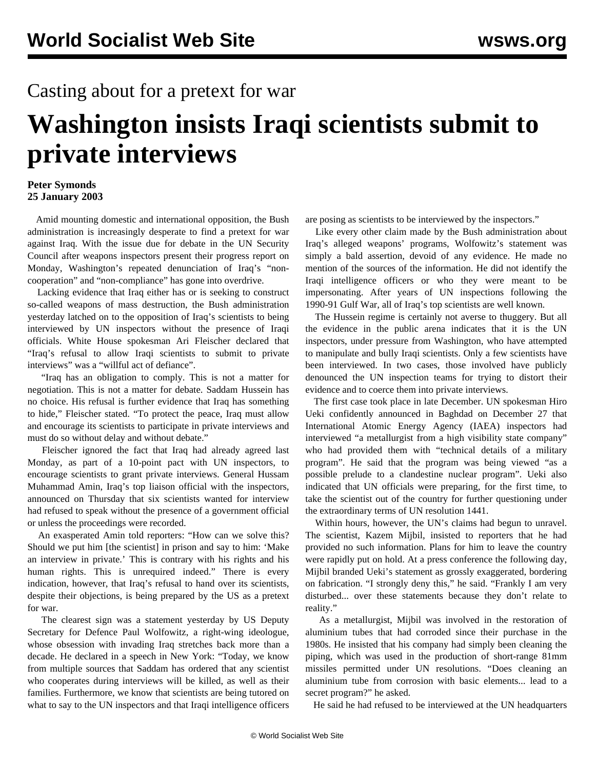Casting about for a pretext for war

# Washington insists Iraqi scientists submit to private interviews

**Peter Symonds**
**25 January 2003**

Amid mounting domestic and international opposition, the Bush administration is increasingly desperate to find a pretext for war against Iraq. With the issue due for debate in the UN Security Council after weapons inspectors present their progress report on Monday, Washington's repeated denunciation of Iraq's "non-cooperation" and "non-compliance" has gone into overdrive.

Lacking evidence that Iraq either has or is seeking to construct so-called weapons of mass destruction, the Bush administration yesterday latched on to the opposition of Iraq's scientists to being interviewed by UN inspectors without the presence of Iraqi officials. White House spokesman Ari Fleischer declared that "Iraq's refusal to allow Iraqi scientists to submit to private interviews" was a "willful act of defiance".

"Iraq has an obligation to comply. This is not a matter for negotiation. This is not a matter for debate. Saddam Hussein has no choice. His refusal is further evidence that Iraq has something to hide," Fleischer stated. "To protect the peace, Iraq must allow and encourage its scientists to participate in private interviews and must do so without delay and without debate."

Fleischer ignored the fact that Iraq had already agreed last Monday, as part of a 10-point pact with UN inspectors, to encourage scientists to grant private interviews. General Hussam Muhammad Amin, Iraq's top liaison official with the inspectors, announced on Thursday that six scientists wanted for interview had refused to speak without the presence of a government official or unless the proceedings were recorded.

An exasperated Amin told reporters: "How can we solve this? Should we put him [the scientist] in prison and say to him: 'Make an interview in private.' This is contrary with his rights and his human rights. This is unrequired indeed." There is every indication, however, that Iraq's refusal to hand over its scientists, despite their objections, is being prepared by the US as a pretext for war.

The clearest sign was a statement yesterday by US Deputy Secretary for Defence Paul Wolfowitz, a right-wing ideologue, whose obsession with invading Iraq stretches back more than a decade. He declared in a speech in New York: "Today, we know from multiple sources that Saddam has ordered that any scientist who cooperates during interviews will be killed, as well as their families. Furthermore, we know that scientists are being tutored on what to say to the UN inspectors and that Iraqi intelligence officers are posing as scientists to be interviewed by the inspectors."

Like every other claim made by the Bush administration about Iraq's alleged weapons' programs, Wolfowitz's statement was simply a bald assertion, devoid of any evidence. He made no mention of the sources of the information. He did not identify the Iraqi intelligence officers or who they were meant to be impersonating. After years of UN inspections following the 1990-91 Gulf War, all of Iraq's top scientists are well known.

The Hussein regime is certainly not averse to thuggery. But all the evidence in the public arena indicates that it is the UN inspectors, under pressure from Washington, who have attempted to manipulate and bully Iraqi scientists. Only a few scientists have been interviewed. In two cases, those involved have publicly denounced the UN inspection teams for trying to distort their evidence and to coerce them into private interviews.

The first case took place in late December. UN spokesman Hiro Ueki confidently announced in Baghdad on December 27 that International Atomic Energy Agency (IAEA) inspectors had interviewed "a metallurgist from a high visibility state company" who had provided them with "technical details of a military program". He said that the program was being viewed "as a possible prelude to a clandestine nuclear program". Ueki also indicated that UN officials were preparing, for the first time, to take the scientist out of the country for further questioning under the extraordinary terms of UN resolution 1441.

Within hours, however, the UN's claims had begun to unravel. The scientist, Kazem Mijbil, insisted to reporters that he had provided no such information. Plans for him to leave the country were rapidly put on hold. At a press conference the following day, Mijbil branded Ueki's statement as grossly exaggerated, bordering on fabrication. "I strongly deny this," he said. "Frankly I am very disturbed... over these statements because they don't relate to reality."

As a metallurgist, Mijbil was involved in the restoration of aluminium tubes that had corroded since their purchase in the 1980s. He insisted that his company had simply been cleaning the piping, which was used in the production of short-range 81mm missiles permitted under UN resolutions. "Does cleaning an aluminium tube from corrosion with basic elements... lead to a secret program?" he asked.

He said he had refused to be interviewed at the UN headquarters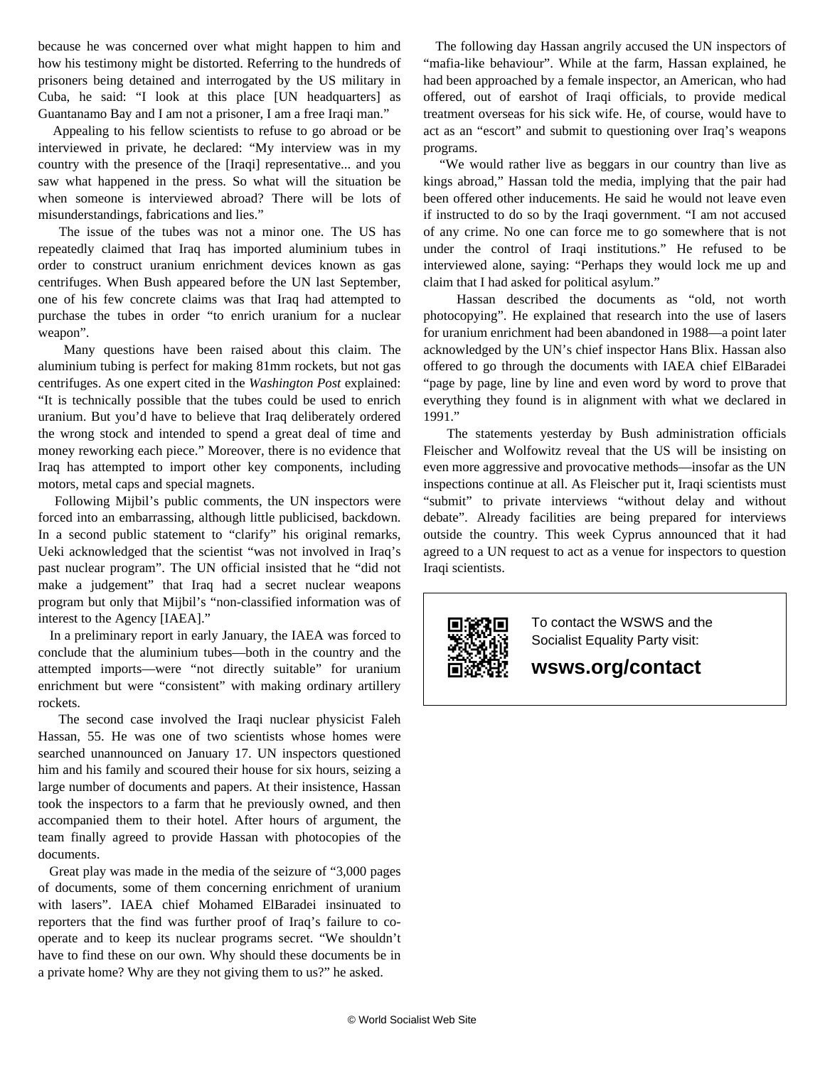because he was concerned over what might happen to him and how his testimony might be distorted. Referring to the hundreds of prisoners being detained and interrogated by the US military in Cuba, he said: "I look at this place [UN headquarters] as Guantanamo Bay and I am not a prisoner, I am a free Iraqi man."

Appealing to his fellow scientists to refuse to go abroad or be interviewed in private, he declared: "My interview was in my country with the presence of the [Iraqi] representative... and you saw what happened in the press. So what will the situation be when someone is interviewed abroad? There will be lots of misunderstandings, fabrications and lies."

The issue of the tubes was not a minor one. The US has repeatedly claimed that Iraq has imported aluminium tubes in order to construct uranium enrichment devices known as gas centrifuges. When Bush appeared before the UN last September, one of his few concrete claims was that Iraq had attempted to purchase the tubes in order "to enrich uranium for a nuclear weapon".

Many questions have been raised about this claim. The aluminium tubing is perfect for making 81mm rockets, but not gas centrifuges. As one expert cited in the *Washington Post* explained: "It is technically possible that the tubes could be used to enrich uranium. But you'd have to believe that Iraq deliberately ordered the wrong stock and intended to spend a great deal of time and money reworking each piece." Moreover, there is no evidence that Iraq has attempted to import other key components, including motors, metal caps and special magnets.

Following Mijbil's public comments, the UN inspectors were forced into an embarrassing, although little publicised, backdown. In a second public statement to "clarify" his original remarks, Ueki acknowledged that the scientist "was not involved in Iraq's past nuclear program". The UN official insisted that he "did not make a judgement" that Iraq had a secret nuclear weapons program but only that Mijbil's "non-classified information was of interest to the Agency [IAEA]."

In a preliminary report in early January, the IAEA was forced to conclude that the aluminium tubes—both in the country and the attempted imports—were "not directly suitable" for uranium enrichment but were "consistent" with making ordinary artillery rockets.

The second case involved the Iraqi nuclear physicist Faleh Hassan, 55. He was one of two scientists whose homes were searched unannounced on January 17. UN inspectors questioned him and his family and scoured their house for six hours, seizing a large number of documents and papers. At their insistence, Hassan took the inspectors to a farm that he previously owned, and then accompanied them to their hotel. After hours of argument, the team finally agreed to provide Hassan with photocopies of the documents.

Great play was made in the media of the seizure of "3,000 pages of documents, some of them concerning enrichment of uranium with lasers". IAEA chief Mohamed ElBaradei insinuated to reporters that the find was further proof of Iraq's failure to co-operate and to keep its nuclear programs secret. "We shouldn't have to find these on our own. Why should these documents be in a private home? Why are they not giving them to us?" he asked.

The following day Hassan angrily accused the UN inspectors of "mafia-like behaviour". While at the farm, Hassan explained, he had been approached by a female inspector, an American, who had offered, out of earshot of Iraqi officials, to provide medical treatment overseas for his sick wife. He, of course, would have to act as an "escort" and submit to questioning over Iraq's weapons programs.

"We would rather live as beggars in our country than live as kings abroad," Hassan told the media, implying that the pair had been offered other inducements. He said he would not leave even if instructed to do so by the Iraqi government. "I am not accused of any crime. No one can force me to go somewhere that is not under the control of Iraqi institutions." He refused to be interviewed alone, saying: "Perhaps they would lock me up and claim that I had asked for political asylum."

Hassan described the documents as "old, not worth photocopying". He explained that research into the use of lasers for uranium enrichment had been abandoned in 1988—a point later acknowledged by the UN's chief inspector Hans Blix. Hassan also offered to go through the documents with IAEA chief ElBaradei "page by page, line by line and even word by word to prove that everything they found is in alignment with what we declared in 1991."

The statements yesterday by Bush administration officials Fleischer and Wolfowitz reveal that the US will be insisting on even more aggressive and provocative methods—insofar as the UN inspections continue at all. As Fleischer put it, Iraqi scientists must "submit" to private interviews "without delay and without debate". Already facilities are being prepared for interviews outside the country. This week Cyprus announced that it had agreed to a UN request to act as a venue for inspectors to question Iraqi scientists.

To contact the WSWS and the Socialist Equality Party visit:

**wsws.org/contact**